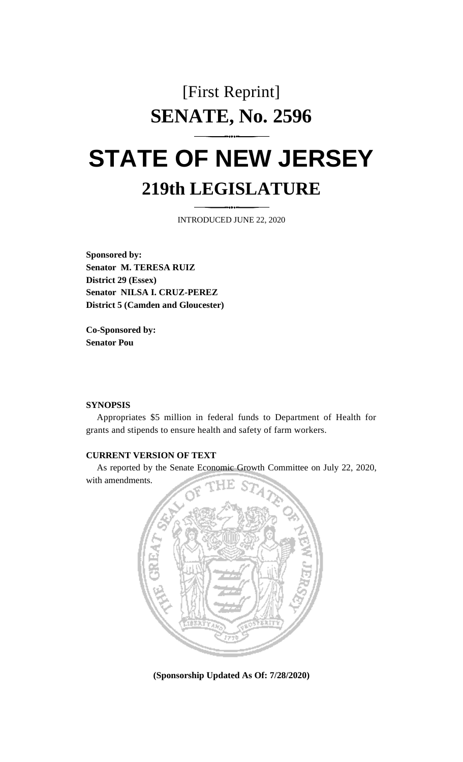# [First Reprint]

# SENATE, No. 2596

# STATE OF NEW JERSEY

## 219th LEGISLATURE

INTRODUCED JUNE 22, 2020

**Sponsored by:**
**Senator M. TERESA RUIZ**
**District 29 (Essex)**
**Senator NILSA I. CRUZ-PEREZ**
**District 5 (Camden and Gloucester)**

**Co-Sponsored by:**
**Senator Pou**

**SYNOPSIS**

Appropriates $5 million in federal funds to Department of Health for grants and stipends to ensure health and safety of farm workers.

**CURRENT VERSION OF TEXT**

As reported by the Senate Economic Growth Committee on July 22, 2020, with amendments.

**(Sponsorship Updated As Of: 7/28/2020)**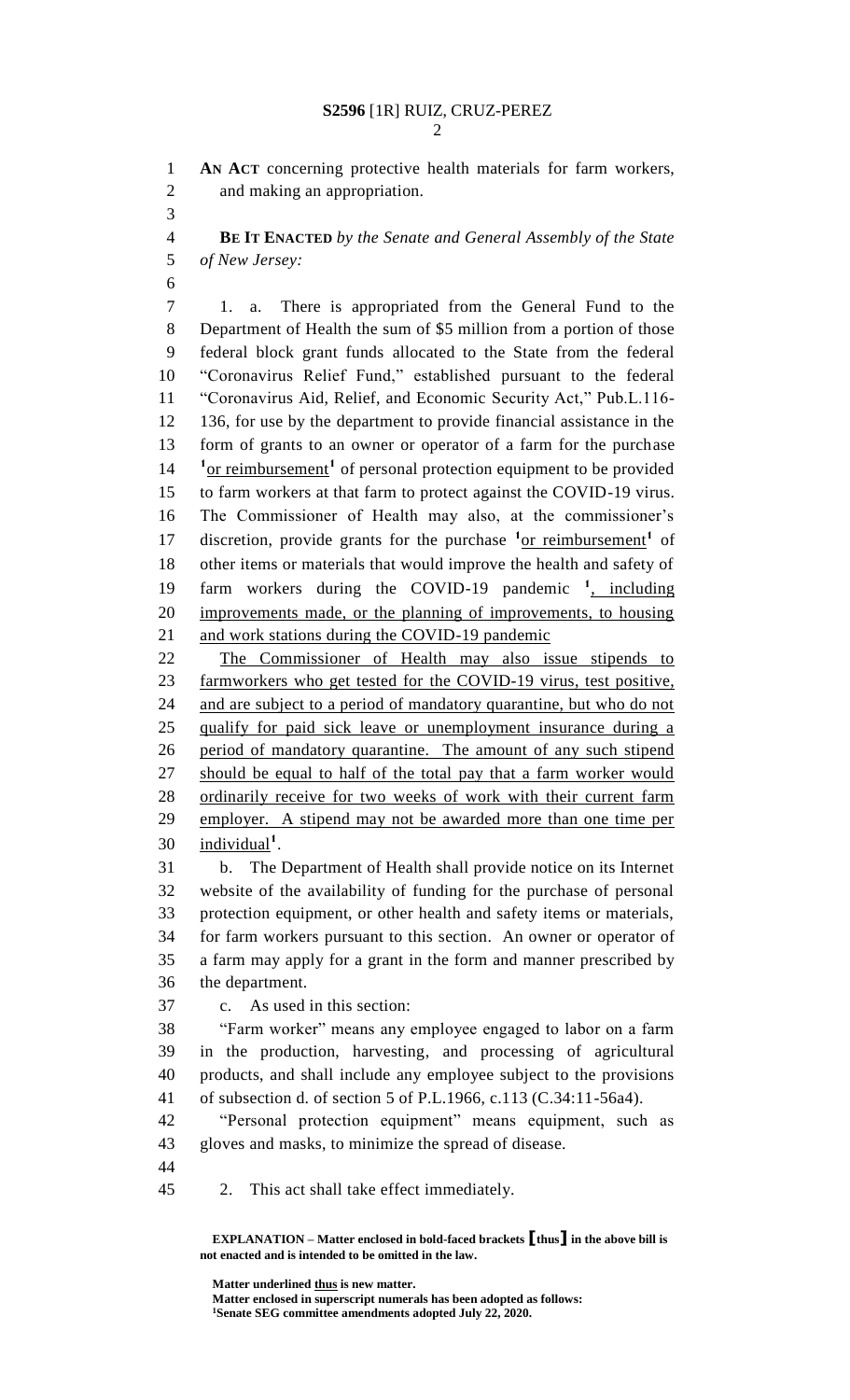**AN ACT** concerning protective health materials for farm workers, and making an appropriation.

**BE IT ENACTED** *by the Senate and General Assembly of the State of New Jersey:*

1. a. There is appropriated from the General Fund to the Department of Health the sum of $5 million from a portion of those federal block grant funds allocated to the State from the federal "Coronavirus Relief Fund," established pursuant to the federal "Coronavirus Aid, Relief, and Economic Security Act," Pub.L.116-136, for use by the department to provide financial assistance in the form of grants to an owner or operator of a farm for the purchase [1]or reimbursement[1] of personal protection equipment to be provided to farm workers at that farm to protect against the COVID-19 virus. The Commissioner of Health may also, at the commissioner's discretion, provide grants for the purchase [1]or reimbursement[1] of other items or materials that would improve the health and safety of farm workers during the COVID-19 pandemic [1], including improvements made, or the planning of improvements, to housing and work stations during the COVID-19 pandemic

The Commissioner of Health may also issue stipends to farmworkers who get tested for the COVID-19 virus, test positive, and are subject to a period of mandatory quarantine, but who do not qualify for paid sick leave or unemployment insurance during a period of mandatory quarantine. The amount of any such stipend should be equal to half of the total pay that a farm worker would ordinarily receive for two weeks of work with their current farm employer. A stipend may not be awarded more than one time per individual[1].

b. The Department of Health shall provide notice on its Internet website of the availability of funding for the purchase of personal protection equipment, or other health and safety items or materials, for farm workers pursuant to this section. An owner or operator of a farm may apply for a grant in the form and manner prescribed by the department.

c. As used in this section:

"Farm worker" means any employee engaged to labor on a farm in the production, harvesting, and processing of agricultural products, and shall include any employee subject to the provisions of subsection d. of section 5 of P.L.1966, c.113 (C.34:11-56a4).

"Personal protection equipment" means equipment, such as gloves and masks, to minimize the spread of disease.

2. This act shall take effect immediately.

**EXPLANATION – Matter enclosed in bold-faced brackets [thus] in the above bill is not enacted and is intended to be omitted in the law.**

**Matter underlined thus is new matter.**
**Matter enclosed in superscript numerals has been adopted as follows:**
[1]**Senate SEG committee amendments adopted July 22, 2020.**